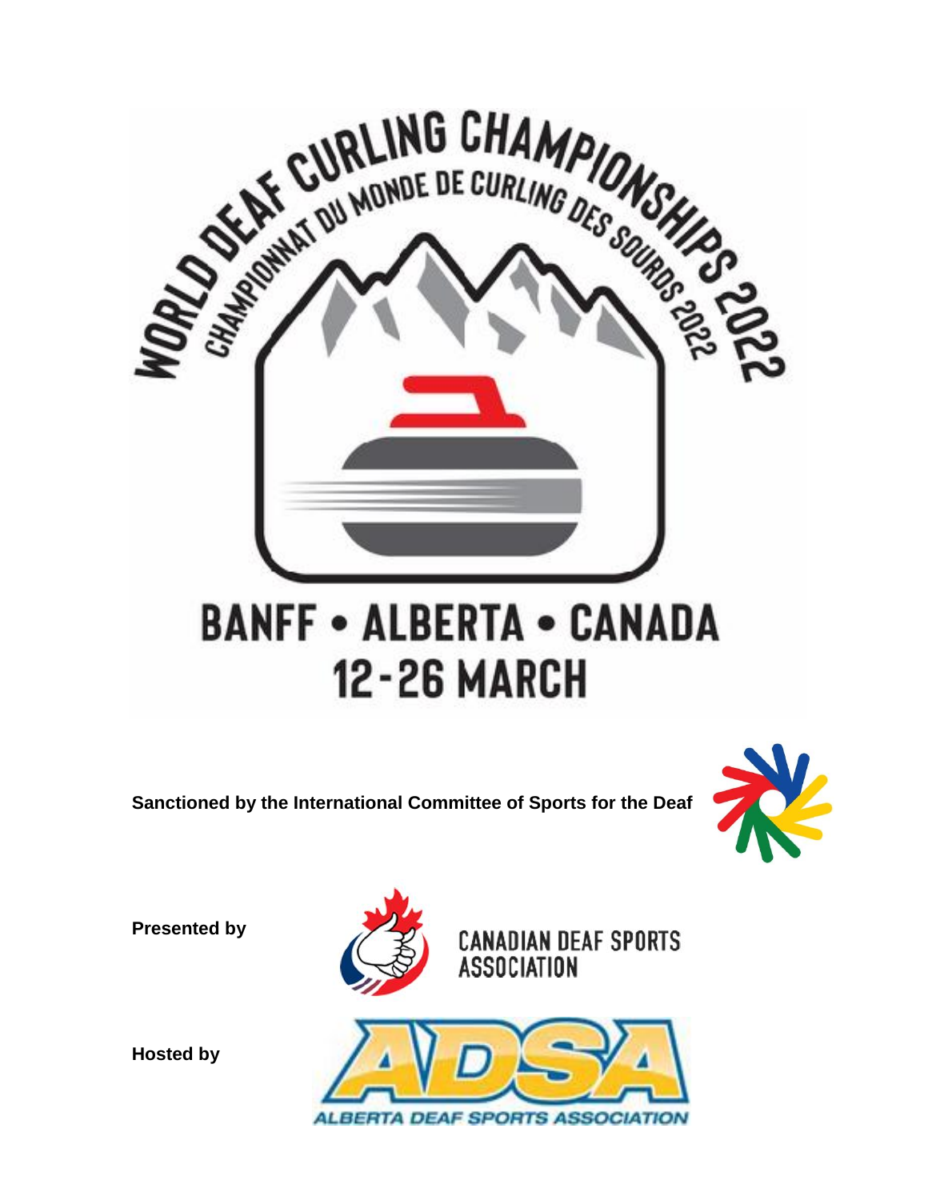# WORLD DEAF CURLING CHAMPIONSHIPS 2022

## CHAMPIONNAT DU MONDE DE CURLING DES SOURDS 2022

# BANFF • ALBERTA • CANADA

# 12-26 MARCH

**Sanctioned by the International Committee of Sports for the Deaf**

**Presented by**

CANADIAN DEAF SPORTS ASSOCIATION

**Hosted by**

ADSA

ALBERTA DEAF SPORTS ASSOCIATION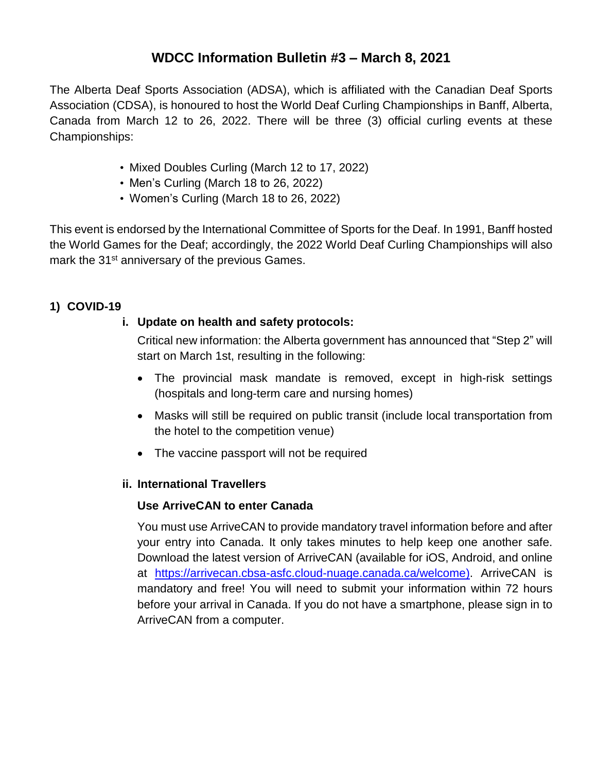# WDCC Information Bulletin #3 – March 8, 2021

The Alberta Deaf Sports Association (ADSA), which is affiliated with the Canadian Deaf Sports Association (CDSA), is honoured to host the World Deaf Curling Championships in Banff, Alberta, Canada from March 12 to 26, 2022. There will be three (3) official curling events at these Championships:

- Mixed Doubles Curling (March 12 to 17, 2022)
- Men's Curling (March 18 to 26, 2022)
- Women's Curling (March 18 to 26, 2022)

This event is endorsed by the International Committee of Sports for the Deaf. In 1991, Banff hosted the World Games for the Deaf; accordingly, the 2022 World Deaf Curling Championships will also mark the 31st anniversary of the previous Games.

## 1) COVID-19

### i. Update on health and safety protocols:

Critical new information: the Alberta government has announced that "Step 2" will start on March 1st, resulting in the following:

- The provincial mask mandate is removed, except in high-risk settings (hospitals and long-term care and nursing homes)
- Masks will still be required on public transit (include local transportation from the hotel to the competition venue)
- The vaccine passport will not be required

### ii. International Travellers

**Use ArriveCAN to enter Canada**

You must use ArriveCAN to provide mandatory travel information before and after your entry into Canada. It only takes minutes to help keep one another safe. Download the latest version of ArriveCAN (available for iOS, Android, and online at https://arrivecan.cbsa-asfc.cloud-nuage.canada.ca/welcome). ArriveCAN is mandatory and free! You will need to submit your information within 72 hours before your arrival in Canada. If you do not have a smartphone, please sign in to ArriveCAN from a computer.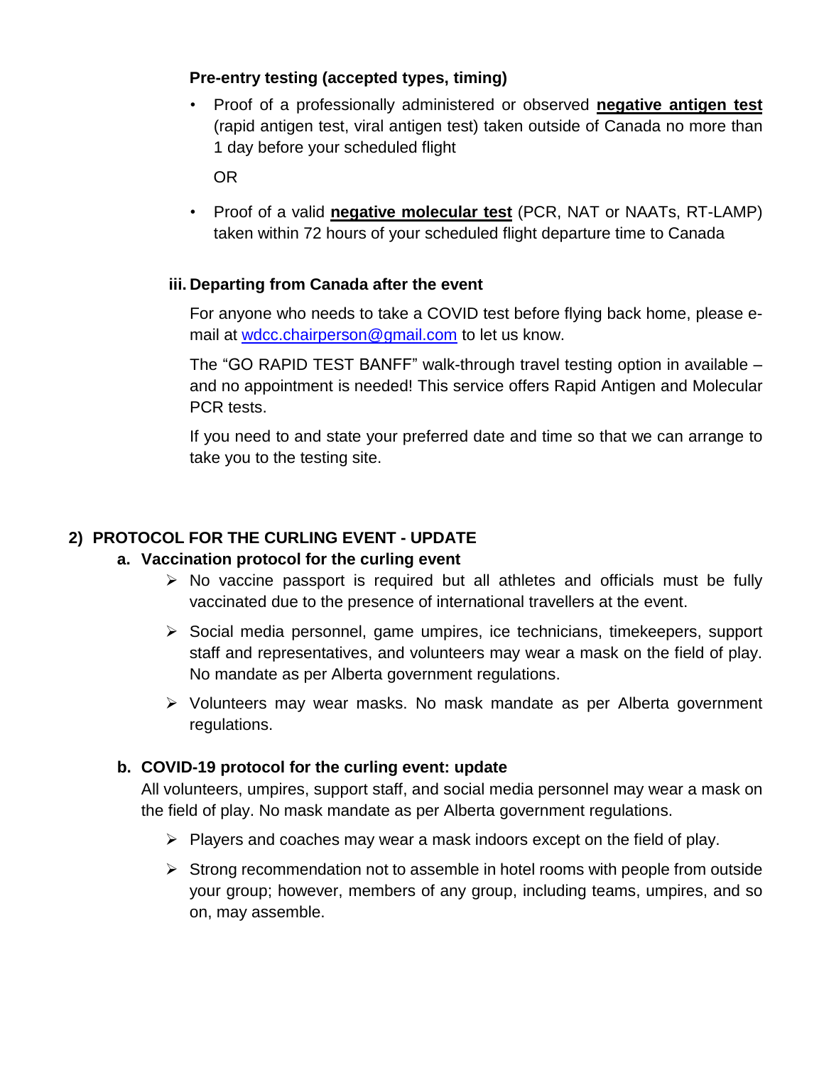**Pre-entry testing (accepted types, timing)**

- Proof of a professionally administered or observed **negative antigen test** (rapid antigen test, viral antigen test) taken outside of Canada no more than 1 day before your scheduled flight

  OR

- Proof of a valid **negative molecular test** (PCR, NAT or NAATs, RT-LAMP) taken within 72 hours of your scheduled flight departure time to Canada

**iii. Departing from Canada after the event**

For anyone who needs to take a COVID test before flying back home, please e-mail at [wdcc.chairperson@gmail.com](mailto:wdcc.chairperson@gmail.com) to let us know.

The "GO RAPID TEST BANFF" walk-through travel testing option in available – and no appointment is needed! This service offers Rapid Antigen and Molecular PCR tests.

If you need to and state your preferred date and time so that we can arrange to take you to the testing site.

## 2) PROTOCOL FOR THE CURLING EVENT - UPDATE

### a. Vaccination protocol for the curling event

- No vaccine passport is required but all athletes and officials must be fully vaccinated due to the presence of international travellers at the event.
- Social media personnel, game umpires, ice technicians, timekeepers, support staff and representatives, and volunteers may wear a mask on the field of play. No mandate as per Alberta government regulations.
- Volunteers may wear masks. No mask mandate as per Alberta government regulations.

### b. COVID-19 protocol for the curling event: update

All volunteers, umpires, support staff, and social media personnel may wear a mask on the field of play. No mask mandate as per Alberta government regulations.

- Players and coaches may wear a mask indoors except on the field of play.
- Strong recommendation not to assemble in hotel rooms with people from outside your group; however, members of any group, including teams, umpires, and so on, may assemble.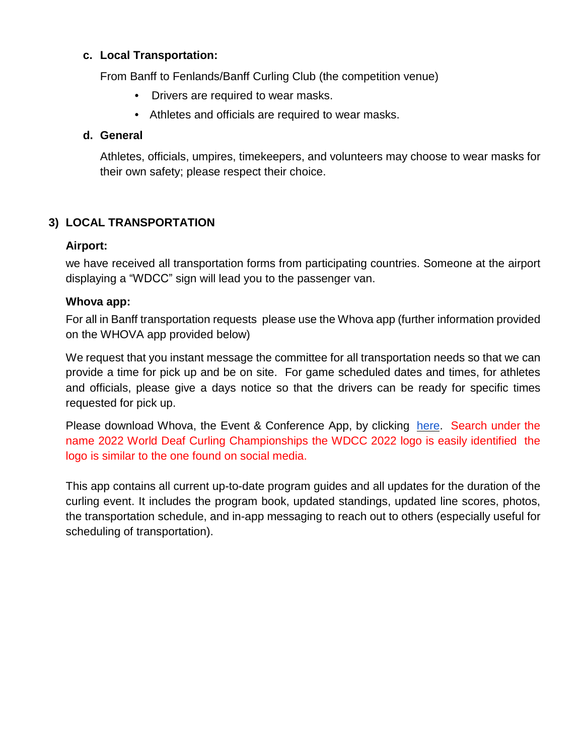**c. Local Transportation:**

From Banff to Fenlands/Banff Curling Club (the competition venue)

- Drivers are required to wear masks.
- Athletes and officials are required to wear masks.

**d. General**

Athletes, officials, umpires, timekeepers, and volunteers may choose to wear masks for their own safety; please respect their choice.

## 3) LOCAL TRANSPORTATION

**Airport:**

we have received all transportation forms from participating countries. Someone at the airport displaying a "WDCC" sign will lead you to the passenger van.

**Whova app:**

For all in Banff transportation requests please use the Whova app (further information provided on the WHOVA app provided below)

We request that you instant message the committee for all transportation needs so that we can provide a time for pick up and be on site. For game scheduled dates and times, for athletes and officials, please give a days notice so that the drivers can be ready for specific times requested for pick up.

Please download Whova, the Event & Conference App, by clicking here. Search under the name 2022 World Deaf Curling Championships the WDCC 2022 logo is easily identified the logo is similar to the one found on social media.

This app contains all current up-to-date program guides and all updates for the duration of the curling event. It includes the program book, updated standings, updated line scores, photos, the transportation schedule, and in-app messaging to reach out to others (especially useful for scheduling of transportation).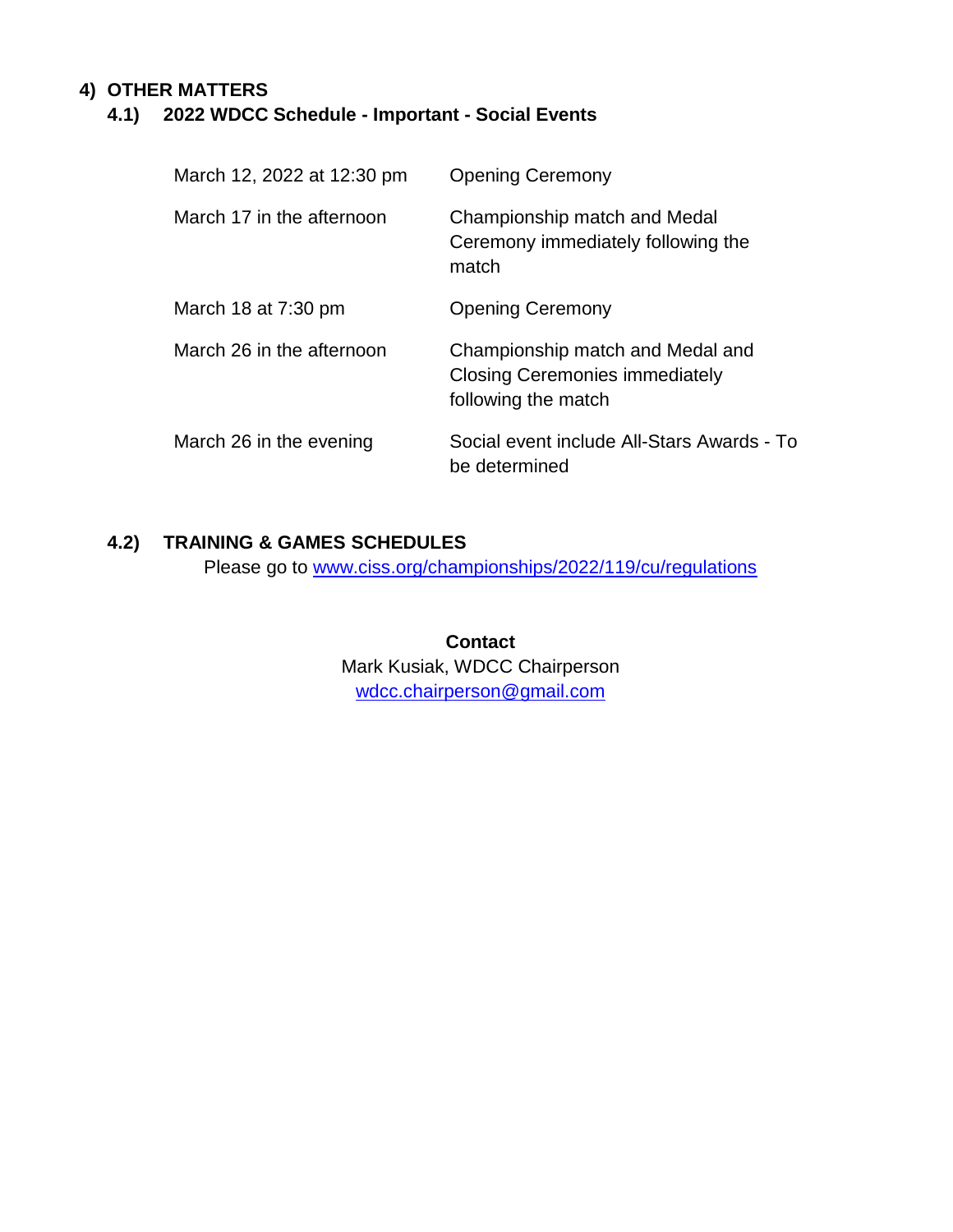## 4) OTHER MATTERS

### 4.1) 2022 WDCC Schedule - Important - Social Events

| | |
|---|---|
| March 12, 2022 at 12:30 pm | Opening Ceremony |
| March 17 in the afternoon | Championship match and Medal Ceremony immediately following the match |
| March 18 at 7:30 pm | Opening Ceremony |
| March 26 in the afternoon | Championship match and Medal and Closing Ceremonies immediately following the match |
| March 26 in the evening | Social event include All-Stars Awards - To be determined |

### 4.2) TRAINING & GAMES SCHEDULES

Please go to [www.ciss.org/championships/2022/119/cu/regulations](www.ciss.org/championships/2022/119/cu/regulations)

**Contact**

Mark Kusiak, WDCC Chairperson

[wdcc.chairperson@gmail.com](mailto:wdcc.chairperson@gmail.com)